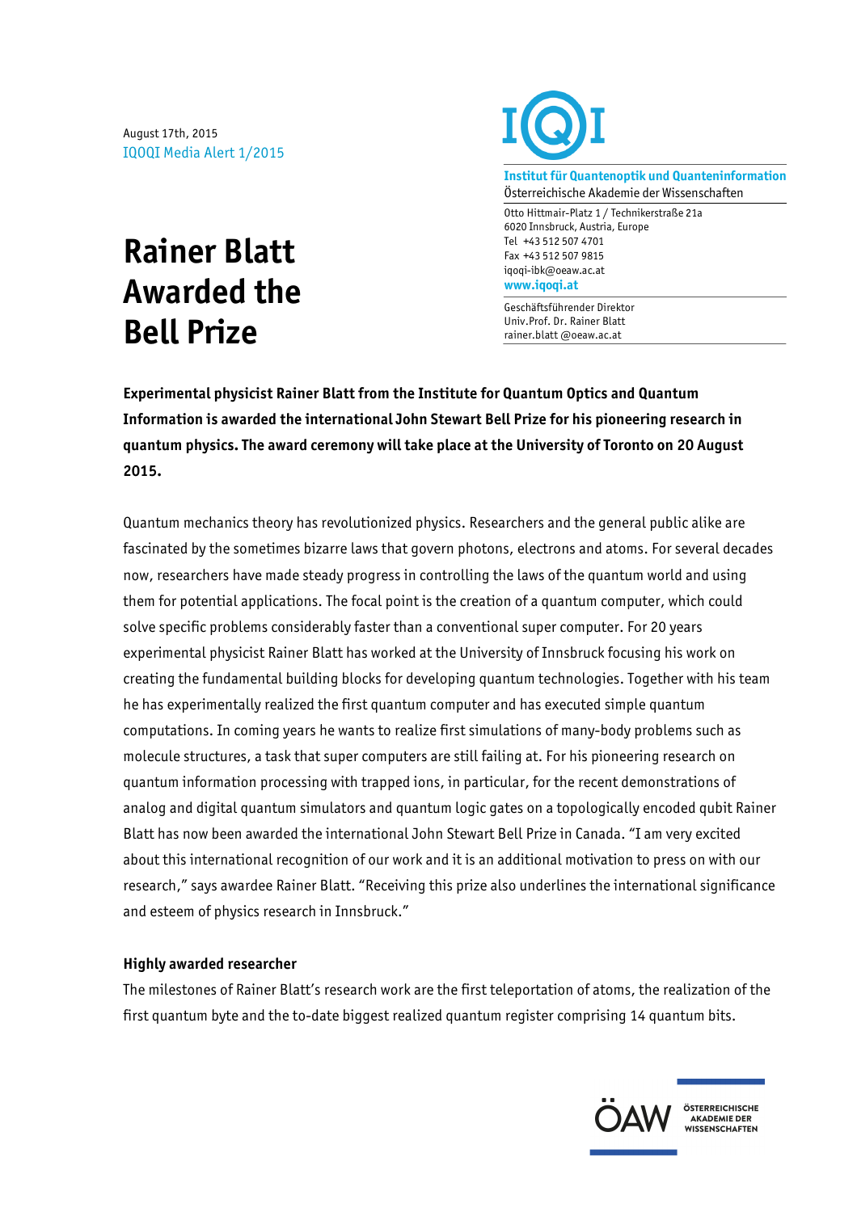August 17th, 2015
IQOQI Media Alert 1/2015

IQOQI

**Institut für Quantenoptik und Quanteninformation**
Österreichische Akademie der Wissenschaften

Otto Hittmair-Platz 1 / Technikerstraße 21a
6020 Innsbruck, Austria, Europe
Tel +43 512 507 4701
Fax +43 512 507 9815
iqoqi-ibk@oeaw.ac.at
**www.iqoqi.at**

Geschäftsführender Direktor
Univ.Prof. Dr. Rainer Blatt
rainer.blatt @oeaw.ac.at

# Rainer Blatt Awarded the Bell Prize

**Experimental physicist Rainer Blatt from the Institute for Quantum Optics and Quantum Information is awarded the international John Stewart Bell Prize for his pioneering research in quantum physics. The award ceremony will take place at the University of Toronto on 20 August 2015.**

Quantum mechanics theory has revolutionized physics. Researchers and the general public alike are fascinated by the sometimes bizarre laws that govern photons, electrons and atoms. For several decades now, researchers have made steady progress in controlling the laws of the quantum world and using them for potential applications. The focal point is the creation of a quantum computer, which could solve specific problems considerably faster than a conventional super computer. For 20 years experimental physicist Rainer Blatt has worked at the University of Innsbruck focusing his work on creating the fundamental building blocks for developing quantum technologies. Together with his team he has experimentally realized the first quantum computer and has executed simple quantum computations. In coming years he wants to realize first simulations of many-body problems such as molecule structures, a task that super computers are still failing at. For his pioneering research on quantum information processing with trapped ions, in particular, for the recent demonstrations of analog and digital quantum simulators and quantum logic gates on a topologically encoded qubit Rainer Blatt has now been awarded the international John Stewart Bell Prize in Canada. "I am very excited about this international recognition of our work and it is an additional motivation to press on with our research," says awardee Rainer Blatt. "Receiving this prize also underlines the international significance and esteem of physics research in Innsbruck."

### Highly awarded researcher

The milestones of Rainer Blatt's research work are the first teleportation of atoms, the realization of the first quantum byte and the to-date biggest realized quantum register comprising 14 quantum bits.

ÖAW ÖSTERREICHISCHE AKADEMIE DER WISSENSCHAFTEN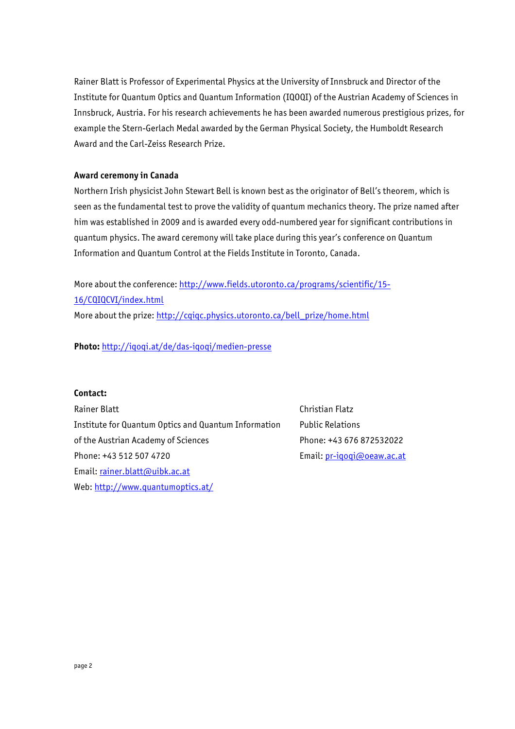Rainer Blatt is Professor of Experimental Physics at the University of Innsbruck and Director of the Institute for Quantum Optics and Quantum Information (IQOQI) of the Austrian Academy of Sciences in Innsbruck, Austria. For his research achievements he has been awarded numerous prestigious prizes, for example the Stern-Gerlach Medal awarded by the German Physical Society, the Humboldt Research Award and the Carl-Zeiss Research Prize.

**Award ceremony in Canada**

Northern Irish physicist John Stewart Bell is known best as the originator of Bell's theorem, which is seen as the fundamental test to prove the validity of quantum mechanics theory. The prize named after him was established in 2009 and is awarded every odd-numbered year for significant contributions in quantum physics. The award ceremony will take place during this year's conference on Quantum Information and Quantum Control at the Fields Institute in Toronto, Canada.

More about the conference: [http://www.fields.utoronto.ca/programs/scientific/15-16/CQIQCVI/index.html](http://www.fields.utoronto.ca/programs/scientific/15-16/CQIQCVI/index.html)
More about the prize: [http://cqiqc.physics.utoronto.ca/bell_prize/home.html](http://cqiqc.physics.utoronto.ca/bell_prize/home.html)

**Photo:** [http://iqoqi.at/de/das-iqoqi/medien-presse](http://iqoqi.at/de/das-iqoqi/medien-presse)

**Contact:**

Rainer Blatt
Institute for Quantum Optics and Quantum Information
of the Austrian Academy of Sciences
Phone: +43 512 507 4720
Email: [rainer.blatt@uibk.ac.at](mailto:rainer.blatt@uibk.ac.at)
Web: [http://www.quantumoptics.at/](http://www.quantumoptics.at/)

Christian Flatz
Public Relations
Phone: +43 676 872532022
Email: [pr-iqoqi@oeaw.ac.at](mailto:pr-iqoqi@oeaw.ac.at)